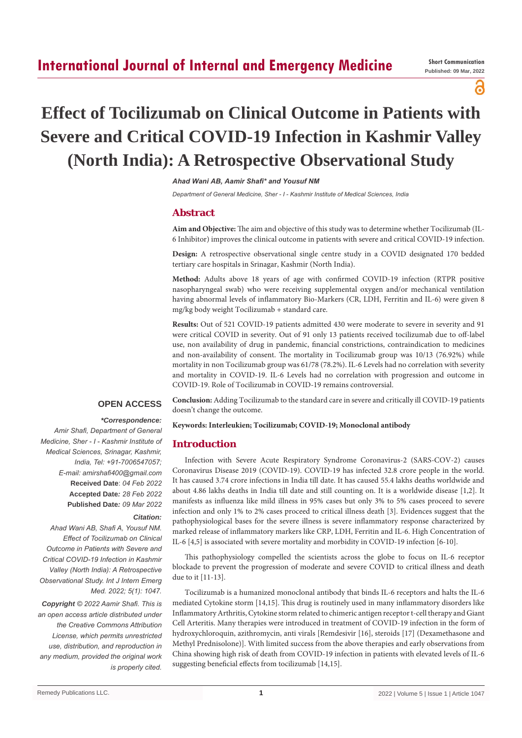Short Communication

Published: 09 Mar, 2022

# Effect of Tocilizumab on Clinical Outcome in Patients with Severe and Critical COVID-19 Infection in Kashmir Valley (North India): A Retrospective Observational Study

*Ahad Wani AB, Aamir Shafi\* and Yousuf NM*

*Department of General Medicine, Sher - I - Kashmir Institute of Medical Sciences, India*

## Abstract

**Aim and Objective:** The aim and objective of this study was to determine whether Tocilizumab (IL-6 Inhibitor) improves the clinical outcome in patients with severe and critical COVID-19 infection.

**Design:** A retrospective observational single centre study in a COVID designated 170 bedded tertiary care hospitals in Srinagar, Kashmir (North India).

**Method:** Adults above 18 years of age with confirmed COVID-19 infection (RTPR positive nasopharyngeal swab) who were receiving supplemental oxygen and/or mechanical ventilation having abnormal levels of inflammatory Bio-Markers (CR, LDH, Ferritin and IL-6) were given 8 mg/kg body weight Tocilizumab + standard care.

**Results:** Out of 521 COVID-19 patients admitted 430 were moderate to severe in severity and 91 were critical COVID in severity. Out of 91 only 13 patients received tocilizumab due to off-label use, non availability of drug in pandemic, financial constrictions, contraindication to medicines and non-availability of consent. The mortality in Tocilizumab group was 10/13 (76.92%) while mortality in non Tocilizumab group was 61/78 (78.2%). IL-6 Levels had no correlation with severity and mortality in COVID-19. IL-6 Levels had no correlation with progression and outcome in COVID-19. Role of Tocilizumab in COVID-19 remains controversial.

**Conclusion:** Adding Tocilizumab to the standard care in severe and critically ill COVID-19 patients doesn't change the outcome.

**Keywords: Interleukien; Tocilizumab; COVID-19; Monoclonal antibody**

**OPEN ACCESS**

***\*Correspondence:***

*Amir Shafi, Department of General Medicine, Sher - I - Kashmir Institute of Medical Sciences, Srinagar, Kashmir, India, Tel: +91-7006547057; E-mail: amirshafi400@gmail.com*

**Received Date**: *04 Feb 2022*

**Accepted Date***: 28 Feb 2022*

**Published Date***: 09 Mar 2022*

***Citation:***

*Ahad Wani AB, Shafi A, Yousuf NM. Effect of Tocilizumab on Clinical Outcome in Patients with Severe and Critical COVID-19 Infection in Kashmir Valley (North India): A Retrospective Observational Study. Int J Intern Emerg Med. 2022; 5(1): 1047.*

***Copyright** © 2022 Aamir Shafi. This is an open access article distributed under the Creative Commons Attribution License, which permits unrestricted use, distribution, and reproduction in any medium, provided the original work is properly cited.*

## Introduction

Infection with Severe Acute Respiratory Syndrome Coronavirus-2 (SARS-COV-2) causes Coronavirus Disease 2019 (COVID-19). COVID-19 has infected 32.8 crore people in the world. It has caused 3.74 crore infections in India till date. It has caused 55.4 lakhs deaths worldwide and about 4.86 lakhs deaths in India till date and still counting on. It is a worldwide disease [1,2]. It manifests as influenza like mild illness in 95% cases but only 3% to 5% cases proceed to severe infection and only 1% to 2% cases proceed to critical illness death [3]. Evidences suggest that the pathophysiological bases for the severe illness is severe inflammatory response characterized by marked release of inflammatory markers like CRP, LDH, Ferritin and IL-6. High Concentration of IL-6 [4,5] is associated with severe mortality and morbidity in COVID-19 infection [6-10].

This pathophysiology compelled the scientists across the globe to focus on IL-6 receptor blockade to prevent the progression of moderate and severe COVID to critical illness and death due to it [11-13].

Tocilizumab is a humanized monoclonal antibody that binds IL-6 receptors and halts the IL-6 mediated Cytokine storm [14,15]. This drug is routinely used in many inflammatory disorders like Inflammatory Arthritis, Cytokine storm related to chimeric antigen receptor t-cell therapy and Giant Cell Arteritis. Many therapies were introduced in treatment of COVID-19 infection in the form of hydroxychloroquin, azithromycin, anti virals [Remdesivir [16], steroids [17] (Dexamethasone and Methyl Prednisolone)]. With limited success from the above therapies and early observations from China showing high risk of death from COVID-19 infection in patients with elevated levels of IL-6 suggesting beneficial effects from tocilizumab [14,15].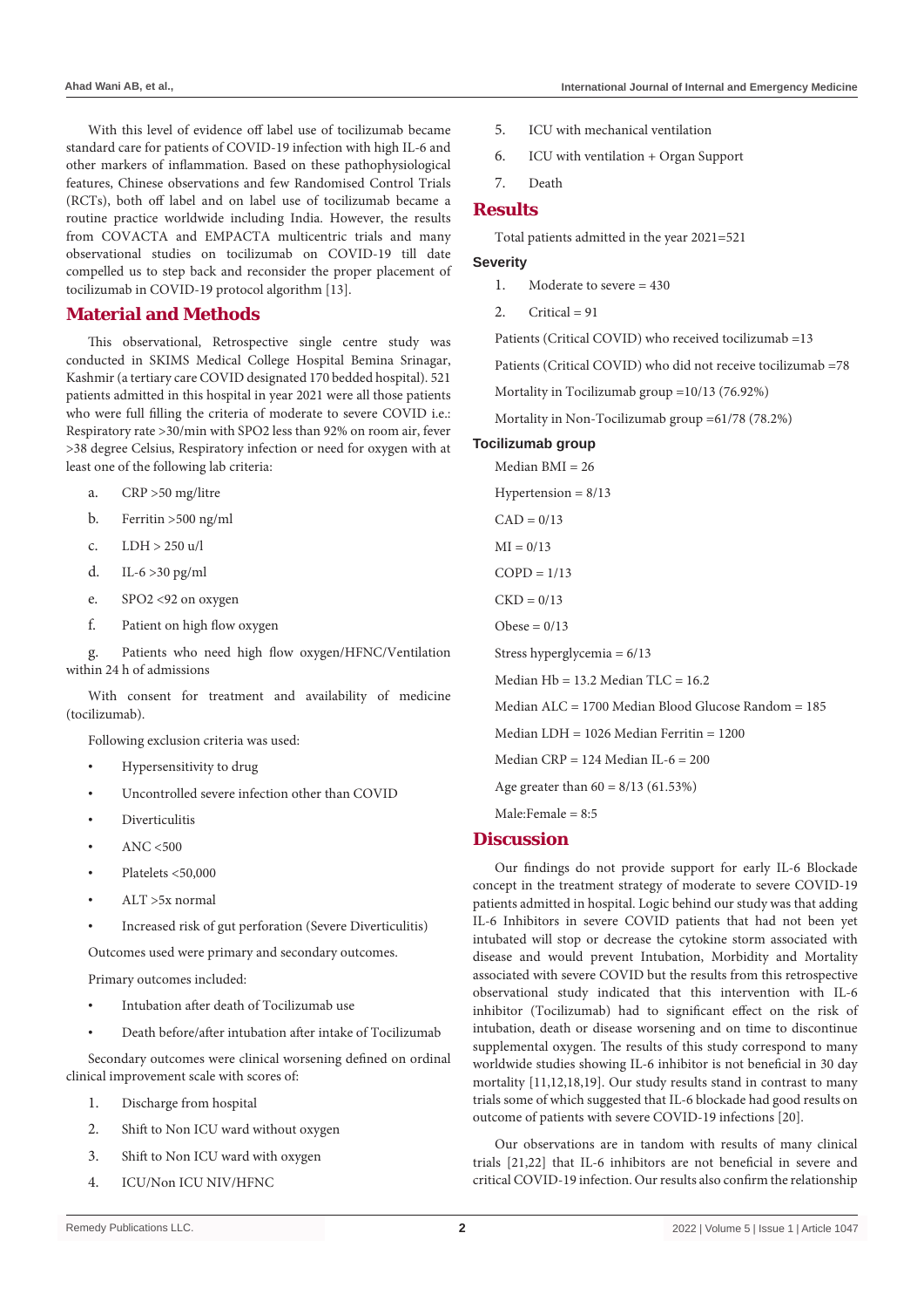With this level of evidence off label use of tocilizumab became standard care for patients of COVID-19 infection with high IL-6 and other markers of inflammation. Based on these pathophysiological features, Chinese observations and few Randomised Control Trials (RCTs), both off label and on label use of tocilizumab became a routine practice worldwide including India. However, the results from COVACTA and EMPACTA multicentric trials and many observational studies on tocilizumab on COVID-19 till date compelled us to step back and reconsider the proper placement of tocilizumab in COVID-19 protocol algorithm [13].

## Material and Methods

This observational, Retrospective single centre study was conducted in SKIMS Medical College Hospital Bemina Srinagar, Kashmir (a tertiary care COVID designated 170 bedded hospital). 521 patients admitted in this hospital in year 2021 were all those patients who were full filling the criteria of moderate to severe COVID i.e.: Respiratory rate >30/min with SPO2 less than 92% on room air, fever >38 degree Celsius, Respiratory infection or need for oxygen with at least one of the following lab criteria:

a. CRP >50 mg/litre
b. Ferritin >500 ng/ml
c. LDH > 250 u/l
d. IL-6 >30 pg/ml
e. SPO2 <92 on oxygen
f. Patient on high flow oxygen
g. Patients who need high flow oxygen/HFNC/Ventilation within 24 h of admissions

With consent for treatment and availability of medicine (tocilizumab).

Following exclusion criteria was used:

- Hypersensitivity to drug
- Uncontrolled severe infection other than COVID
- Diverticulitis
- ANC <500
- Platelets <50,000
- ALT >5x normal
- Increased risk of gut perforation (Severe Diverticulitis)

Outcomes used were primary and secondary outcomes.

Primary outcomes included:

- Intubation after death of Tocilizumab use
- Death before/after intubation after intake of Tocilizumab

Secondary outcomes were clinical worsening defined on ordinal clinical improvement scale with scores of:

1. Discharge from hospital
2. Shift to Non ICU ward without oxygen
3. Shift to Non ICU ward with oxygen
4. ICU/Non ICU NIV/HFNC
5. ICU with mechanical ventilation
6. ICU with ventilation + Organ Support
7. Death

## Results

Total patients admitted in the year 2021=521

### Severity

1. Moderate to severe = 430
2. Critical = 91

Patients (Critical COVID) who received tocilizumab =13

Patients (Critical COVID) who did not receive tocilizumab =78

Mortality in Tocilizumab group =10/13 (76.92%)

Mortality in Non-Tocilizumab group =61/78 (78.2%)

### Tocilizumab group

Median BMI = 26

Hypertension = 8/13

CAD = 0/13

MI = 0/13

COPD = 1/13

CKD = 0/13

Obese = 0/13

Stress hyperglycemia = 6/13

Median Hb = 13.2 Median TLC = 16.2

Median ALC = 1700 Median Blood Glucose Random = 185

Median LDH = 1026 Median Ferritin = 1200

Median CRP = 124 Median IL-6 = 200

Age greater than 60 = 8/13 (61.53%)

Male:Female = 8:5

## Discussion

Our findings do not provide support for early IL-6 Blockade concept in the treatment strategy of moderate to severe COVID-19 patients admitted in hospital. Logic behind our study was that adding IL-6 Inhibitors in severe COVID patients that had not been yet intubated will stop or decrease the cytokine storm associated with disease and would prevent Intubation, Morbidity and Mortality associated with severe COVID but the results from this retrospective observational study indicated that this intervention with IL-6 inhibitor (Tocilizumab) had to significant effect on the risk of intubation, death or disease worsening and on time to discontinue supplemental oxygen. The results of this study correspond to many worldwide studies showing IL-6 inhibitor is not beneficial in 30 day mortality [11,12,18,19]. Our study results stand in contrast to many trials some of which suggested that IL-6 blockade had good results on outcome of patients with severe COVID-19 infections [20].

Our observations are in tandom with results of many clinical trials [21,22] that IL-6 inhibitors are not beneficial in severe and critical COVID-19 infection. Our results also confirm the relationship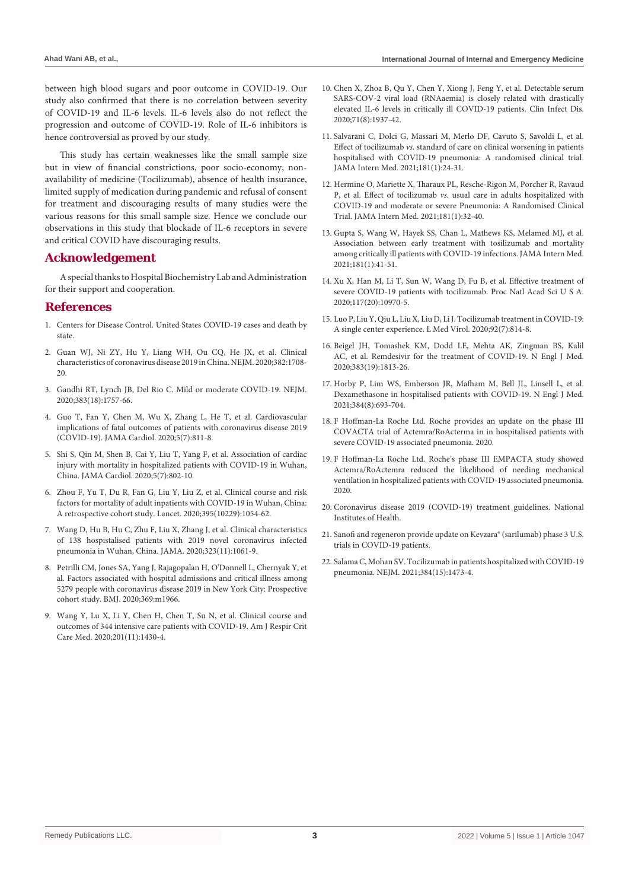between high blood sugars and poor outcome in COVID-19. Our study also confirmed that there is no correlation between severity of COVID-19 and IL-6 levels. IL-6 levels also do not reflect the progression and outcome of COVID-19. Role of IL-6 inhibitors is hence controversial as proved by our study.

This study has certain weaknesses like the small sample size but in view of financial constrictions, poor socio-economy, non-availability of medicine (Tocilizumab), absence of health insurance, limited supply of medication during pandemic and refusal of consent for treatment and discouraging results of many studies were the various reasons for this small sample size. Hence we conclude our observations in this study that blockade of IL-6 receptors in severe and critical COVID have discouraging results.

## Acknowledgement

A special thanks to Hospital Biochemistry Lab and Administration for their support and cooperation.

## References

1. Centers for Disease Control. United States COVID-19 cases and death by state.
2. Guan WJ, Ni ZY, Hu Y, Liang WH, Ou CQ, He JX, et al. Clinical characteristics of coronavirus disease 2019 in China. NEJM. 2020;382:1708-20.
3. Gandhi RT, Lynch JB, Del Rio C. Mild or moderate COVID-19. NEJM. 2020;383(18):1757-66.
4. Guo T, Fan Y, Chen M, Wu X, Zhang L, He T, et al. Cardiovascular implications of fatal outcomes of patients with coronavirus disease 2019 (COVID-19). JAMA Cardiol. 2020;5(7):811-8.
5. Shi S, Qin M, Shen B, Cai Y, Liu T, Yang F, et al. Association of cardiac injury with mortality in hospitalized patients with COVID-19 in Wuhan, China. JAMA Cardiol. 2020;5(7):802-10.
6. Zhou F, Yu T, Du R, Fan G, Liu Y, Liu Z, et al. Clinical course and risk factors for mortality of adult inpatients with COVID-19 in Wuhan, China: A retrospective cohort study. Lancet. 2020;395(10229):1054-62.
7. Wang D, Hu B, Hu C, Zhu F, Liu X, Zhang J, et al. Clinical characteristics of 138 hospitalised patients with 2019 novel coronavirus infected pneumonia in Wuhan, China. JAMA. 2020;323(11):1061-9.
8. Petrilli CM, Jones SA, Yang J, Rajagopalan H, O'Donnell L, Chernyak Y, et al. Factors associated with hospital admissions and critical illness among 5279 people with coronavirus disease 2019 in New York City: Prospective cohort study. BMJ. 2020;369:m1966.
9. Wang Y, Lu X, Li Y, Chen H, Chen T, Su N, et al. Clinical course and outcomes of 344 intensive care patients with COVID-19. Am J Respir Crit Care Med. 2020;201(11):1430-4.
10. Chen X, Zhoa B, Qu Y, Chen Y, Xiong J, Feng Y, et al. Detectable serum SARS-COV-2 viral load (RNAaemia) is closely related with drastically elevated IL-6 levels in critically ill COVID-19 patients. Clin Infect Dis. 2020;71(8):1937-42.
11. Salvarani C, Dolci G, Massari M, Merlo DF, Cavuto S, Savoldi L, et al. Effect of tocilizumab *vs.* standard of care on clinical worsening in patients hospitalised with COVID-19 pneumonia: A randomised clinical trial. JAMA Intern Med. 2021;181(1):24-31.
12. Hermine O, Mariette X, Tharaux PL, Resche-Rigon M, Porcher R, Ravaud P, et al. Effect of tocilizumab *vs.* usual care in adults hospitalized with COVID-19 and moderate or severe Pneumonia: A Randomised Clinical Trial. JAMA Intern Med. 2021;181(1):32-40.
13. Gupta S, Wang W, Hayek SS, Chan L, Mathews KS, Melamed MJ, et al. Association between early treatment with tosilizumab and mortality among critically ill patients with COVID-19 infections. JAMA Intern Med. 2021;181(1):41-51.
14. Xu X, Han M, Li T, Sun W, Wang D, Fu B, et al. Effective treatment of severe COVID-19 patients with tocilizumab. Proc Natl Acad Sci U S A. 2020;117(20):10970-5.
15. Luo P, Liu Y, Qiu L, Liu X, Liu D, Li J. Tocilizumab treatment in COVID-19: A single center experience. L Med Virol. 2020;92(7):814-8.
16. Beigel JH, Tomashek KM, Dodd LE, Mehta AK, Zingman BS, Kalil AC, et al. Remdesivir for the treatment of COVID-19. N Engl J Med. 2020;383(19):1813-26.
17. Horby P, Lim WS, Emberson JR, Mafham M, Bell JL, Linsell L, et al. Dexamethasone in hospitalised patients with COVID-19. N Engl J Med. 2021;384(8):693-704.
18. F Hoffman-La Roche Ltd. Roche provides an update on the phase III COVACTA trial of Actemra/RoActerma in in hospitalised patients with severe COVID-19 associated pneumonia. 2020.
19. F Hoffman-La Roche Ltd. Roche's phase III EMPACTA study showed Actemra/RoActemra reduced the likelihood of needing mechanical ventilation in hospitalized patients with COVID-19 associated pneumonia. 2020.
20. Coronavirus disease 2019 (COVID-19) treatment guidelines. National Institutes of Health.
21. Sanofi and regeneron provide update on Kevzara® (sarilumab) phase 3 U.S. trials in COVID-19 patients.
22. Salama C, Mohan SV. Tocilizumab in patients hospitalized with COVID-19 pneumonia. NEJM. 2021;384(15):1473-4.